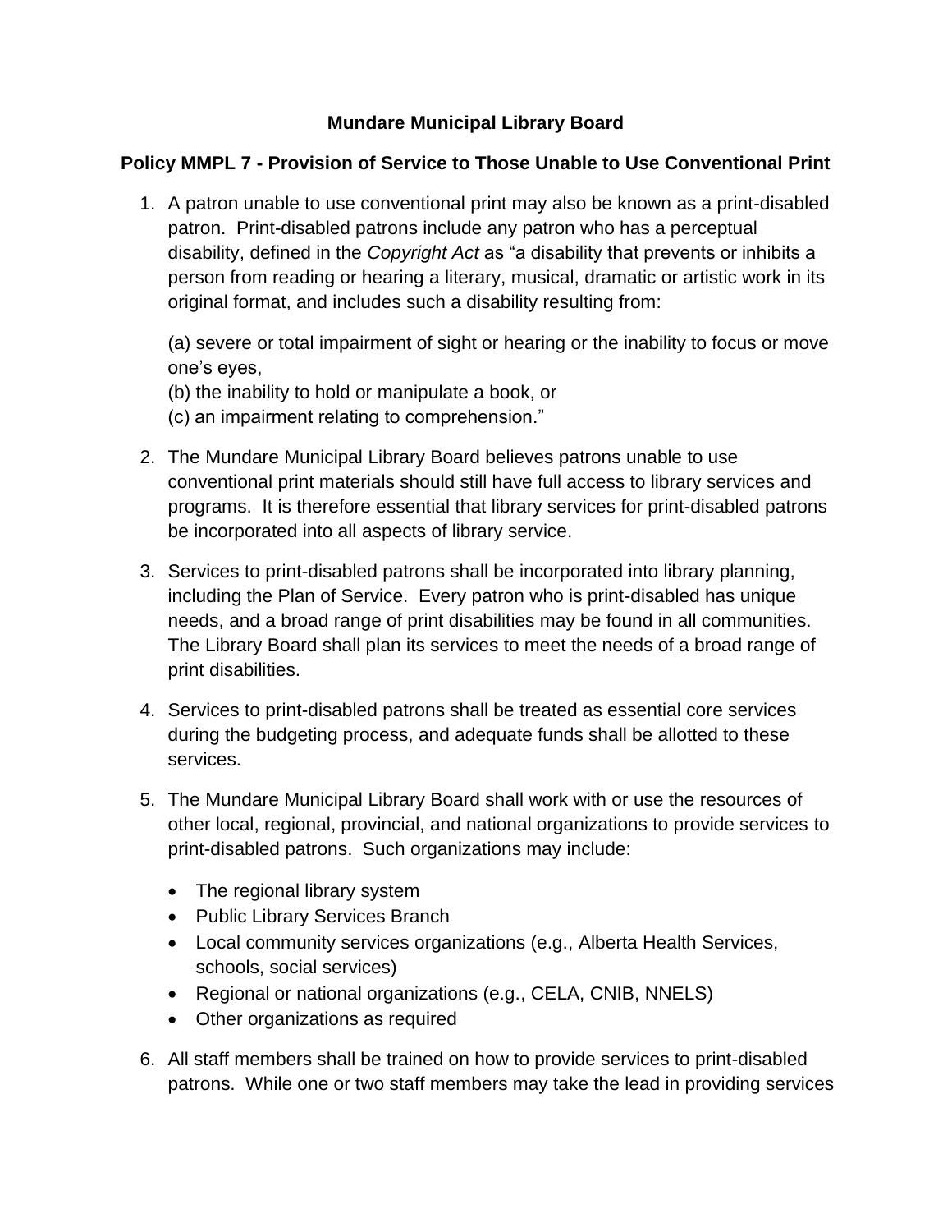**Mundare Municipal Library Board**

**Policy MMPL 7 - Provision of Service to Those Unable to Use Conventional Print**

1. A patron unable to use conventional print may also be known as a print-disabled patron. Print-disabled patrons include any patron who has a perceptual disability, defined in the *Copyright Act* as "a disability that prevents or inhibits a person from reading or hearing a literary, musical, dramatic or artistic work in its original format, and includes such a disability resulting from:

   (a) severe or total impairment of sight or hearing or the inability to focus or move one's eyes,
   (b) the inability to hold or manipulate a book, or
   (c) an impairment relating to comprehension."

2. The Mundare Municipal Library Board believes patrons unable to use conventional print materials should still have full access to library services and programs. It is therefore essential that library services for print-disabled patrons be incorporated into all aspects of library service.

3. Services to print-disabled patrons shall be incorporated into library planning, including the Plan of Service. Every patron who is print-disabled has unique needs, and a broad range of print disabilities may be found in all communities. The Library Board shall plan its services to meet the needs of a broad range of print disabilities.

4. Services to print-disabled patrons shall be treated as essential core services during the budgeting process, and adequate funds shall be allotted to these services.

5. The Mundare Municipal Library Board shall work with or use the resources of other local, regional, provincial, and national organizations to provide services to print-disabled patrons. Such organizations may include:

   - The regional library system
   - Public Library Services Branch
   - Local community services organizations (e.g., Alberta Health Services, schools, social services)
   - Regional or national organizations (e.g., CELA, CNIB, NNELS)
   - Other organizations as required

6. All staff members shall be trained on how to provide services to print-disabled patrons. While one or two staff members may take the lead in providing services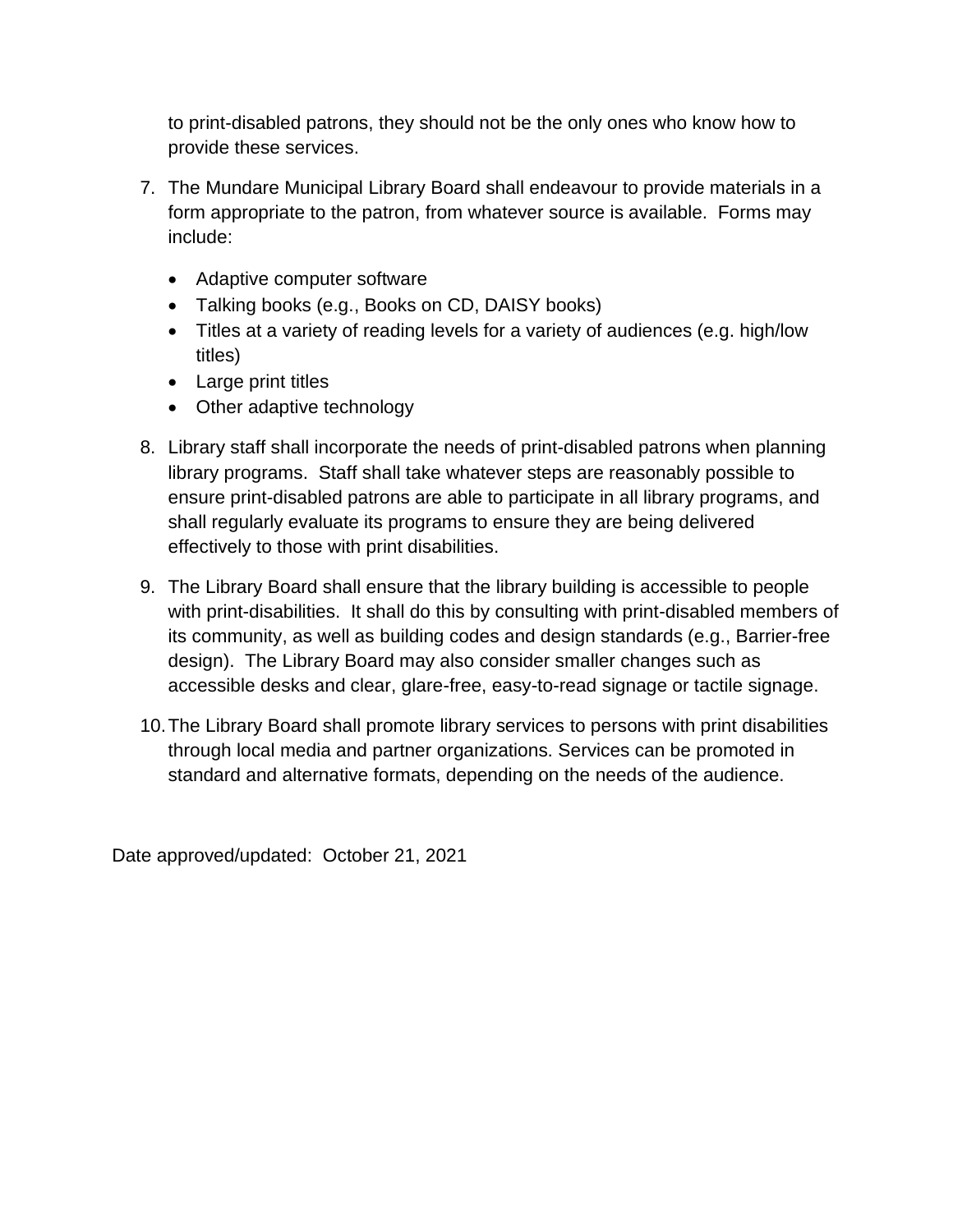to print-disabled patrons, they should not be the only ones who know how to provide these services.

7. The Mundare Municipal Library Board shall endeavour to provide materials in a form appropriate to the patron, from whatever source is available. Forms may include:

   - Adaptive computer software
   - Talking books (e.g., Books on CD, DAISY books)
   - Titles at a variety of reading levels for a variety of audiences (e.g. high/low titles)
   - Large print titles
   - Other adaptive technology

8. Library staff shall incorporate the needs of print-disabled patrons when planning library programs. Staff shall take whatever steps are reasonably possible to ensure print-disabled patrons are able to participate in all library programs, and shall regularly evaluate its programs to ensure they are being delivered effectively to those with print disabilities.

9. The Library Board shall ensure that the library building is accessible to people with print-disabilities. It shall do this by consulting with print-disabled members of its community, as well as building codes and design standards (e.g., Barrier-free design). The Library Board may also consider smaller changes such as accessible desks and clear, glare-free, easy-to-read signage or tactile signage.

10. The Library Board shall promote library services to persons with print disabilities through local media and partner organizations. Services can be promoted in standard and alternative formats, depending on the needs of the audience.

Date approved/updated: October 21, 2021